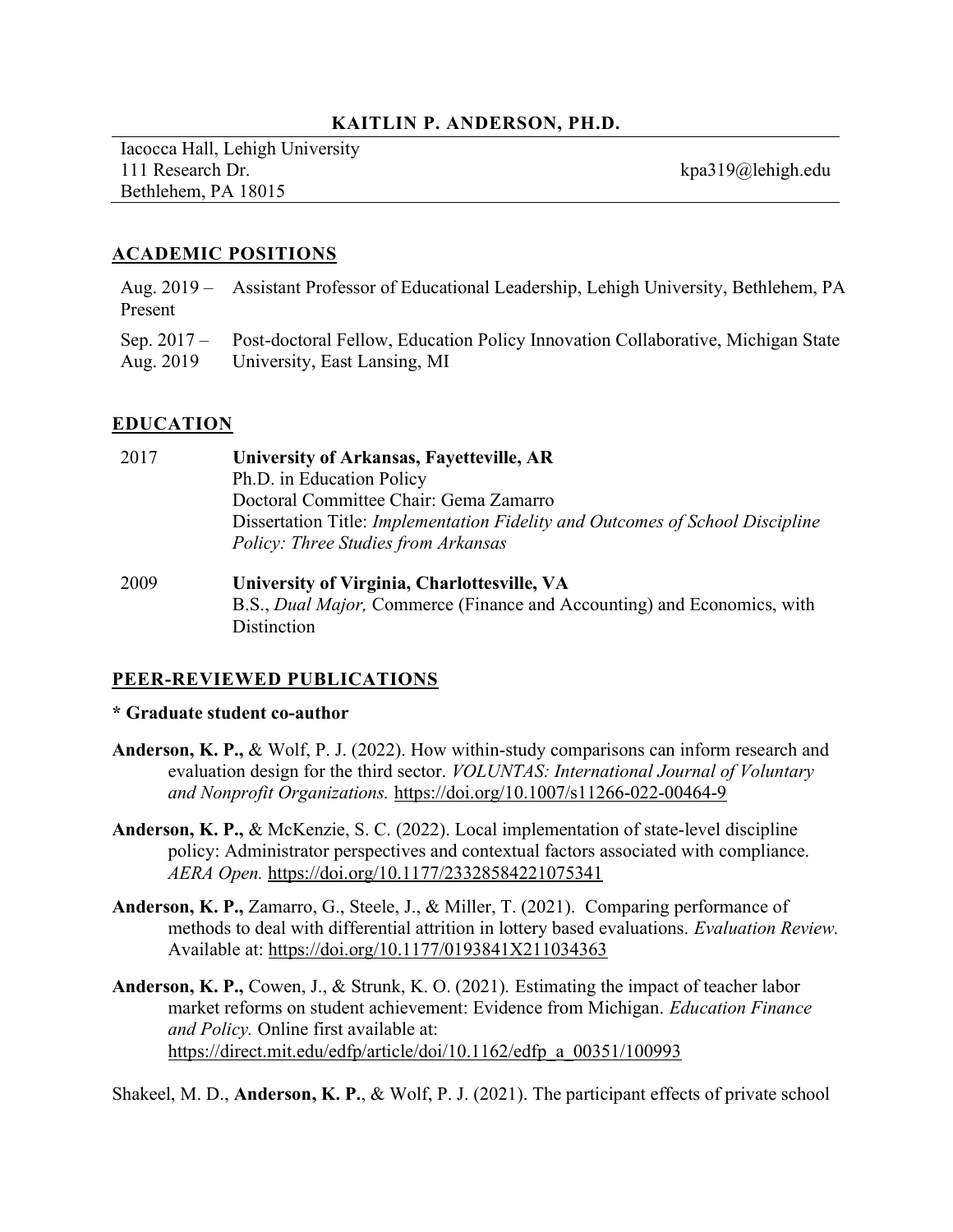# KAITLIN P. ANDERSON, PH.D.

Iacocca Hall, Lehigh University
111 Research Dr.
Bethlehem, PA 18015

kpa319@lehigh.edu

## ACADEMIC POSITIONS

| | |
|---|---|
| Aug. 2019 – Present | Assistant Professor of Educational Leadership, Lehigh University, Bethlehem, PA |
| Sep. 2017 – Aug. 2019 | Post-doctoral Fellow, Education Policy Innovation Collaborative, Michigan State University, East Lansing, MI |

## EDUCATION

2017 **University of Arkansas, Fayetteville, AR**
Ph.D. in Education Policy
Doctoral Committee Chair: Gema Zamarro
Dissertation Title: *Implementation Fidelity and Outcomes of School Discipline Policy: Three Studies from Arkansas*

2009 **University of Virginia, Charlottesville, VA**
B.S., *Dual Major,* Commerce (Finance and Accounting) and Economics, with Distinction

## PEER-REVIEWED PUBLICATIONS

**\* Graduate student co-author**

**Anderson, K. P.,** & Wolf, P. J. (2022). How within-study comparisons can inform research and evaluation design for the third sector. *VOLUNTAS: International Journal of Voluntary and Nonprofit Organizations.* https://doi.org/10.1007/s11266-022-00464-9

**Anderson, K. P.,** & McKenzie, S. C. (2022). Local implementation of state-level discipline policy: Administrator perspectives and contextual factors associated with compliance. *AERA Open.* https://doi.org/10.1177/23328584221075341

**Anderson, K. P.,** Zamarro, G., Steele, J., & Miller, T. (2021). Comparing performance of methods to deal with differential attrition in lottery based evaluations. *Evaluation Review.* Available at: https://doi.org/10.1177/0193841X211034363

**Anderson, K. P.,** Cowen, J., & Strunk, K. O. (2021). Estimating the impact of teacher labor market reforms on student achievement: Evidence from Michigan. *Education Finance and Policy.* Online first available at: https://direct.mit.edu/edfp/article/doi/10.1162/edfp_a_00351/100993

Shakeel, M. D., **Anderson, K. P.**, & Wolf, P. J. (2021). The participant effects of private school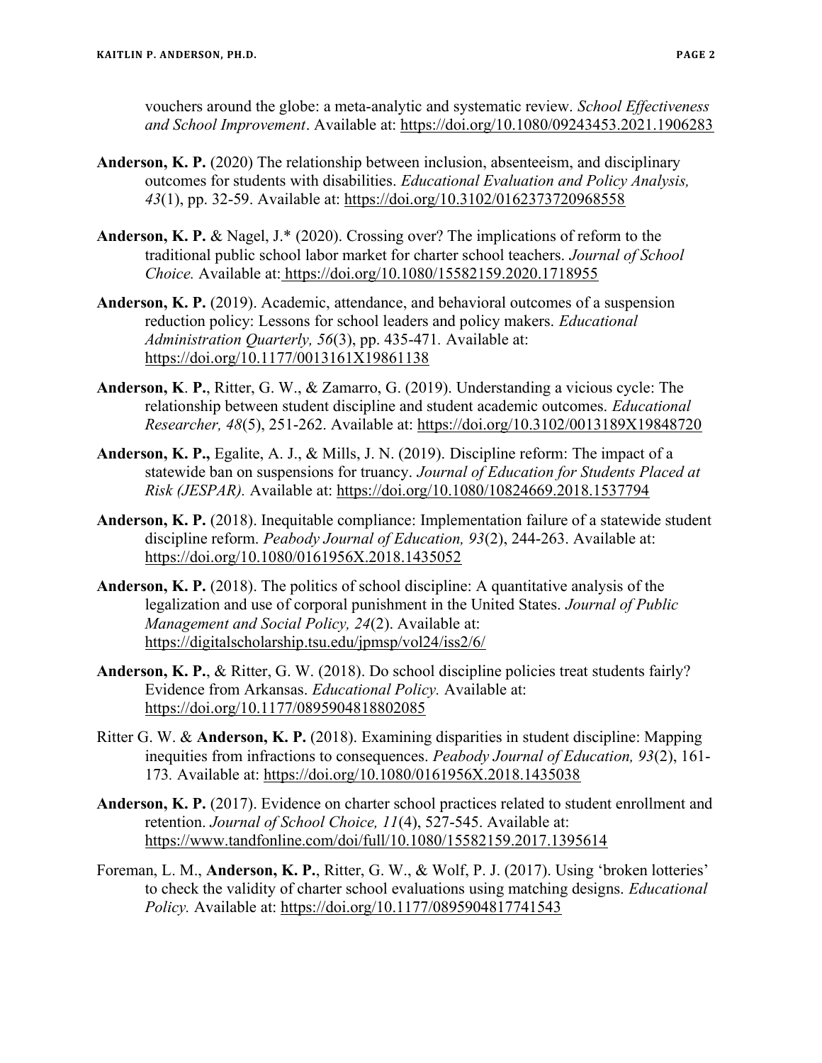vouchers around the globe: a meta-analytic and systematic review. *School Effectiveness and School Improvement*. Available at: https://doi.org/10.1080/09243453.2021.1906283

**Anderson, K. P.** (2020) The relationship between inclusion, absenteeism, and disciplinary outcomes for students with disabilities. *Educational Evaluation and Policy Analysis, 43*(1), pp. 32-59. Available at: https://doi.org/10.3102/0162373720968558

**Anderson, K. P.** & Nagel, J.* (2020). Crossing over? The implications of reform to the traditional public school labor market for charter school teachers. *Journal of School Choice.* Available at: https://doi.org/10.1080/15582159.2020.1718955

**Anderson, K. P.** (2019). Academic, attendance, and behavioral outcomes of a suspension reduction policy: Lessons for school leaders and policy makers. *Educational Administration Quarterly, 56*(3), pp. 435-471. Available at: https://doi.org/10.1177/0013161X19861138

**Anderson, K. P.**, Ritter, G. W., & Zamarro, G. (2019). Understanding a vicious cycle: The relationship between student discipline and student academic outcomes. *Educational Researcher, 48*(5), 251-262. Available at: https://doi.org/10.3102/0013189X19848720

**Anderson, K. P.,** Egalite, A. J., & Mills, J. N. (2019). Discipline reform: The impact of a statewide ban on suspensions for truancy. *Journal of Education for Students Placed at Risk (JESPAR).* Available at: https://doi.org/10.1080/10824669.2018.1537794

**Anderson, K. P.** (2018). Inequitable compliance: Implementation failure of a statewide student discipline reform. *Peabody Journal of Education, 93*(2), 244-263. Available at: https://doi.org/10.1080/0161956X.2018.1435052

**Anderson, K. P.** (2018). The politics of school discipline: A quantitative analysis of the legalization and use of corporal punishment in the United States. *Journal of Public Management and Social Policy, 24*(2). Available at: https://digitalscholarship.tsu.edu/jpmsp/vol24/iss2/6/

**Anderson, K. P.**, & Ritter, G. W. (2018). Do school discipline policies treat students fairly? Evidence from Arkansas. *Educational Policy.* Available at: https://doi.org/10.1177/0895904818802085

Ritter G. W. & **Anderson, K. P.** (2018). Examining disparities in student discipline: Mapping inequities from infractions to consequences. *Peabody Journal of Education, 93*(2), 161-173. Available at: https://doi.org/10.1080/0161956X.2018.1435038

**Anderson, K. P.** (2017). Evidence on charter school practices related to student enrollment and retention. *Journal of School Choice, 11*(4), 527-545. Available at: https://www.tandfonline.com/doi/full/10.1080/15582159.2017.1395614

Foreman, L. M., **Anderson, K. P.**, Ritter, G. W., & Wolf, P. J. (2017). Using 'broken lotteries' to check the validity of charter school evaluations using matching designs. *Educational Policy.* Available at: https://doi.org/10.1177/0895904817741543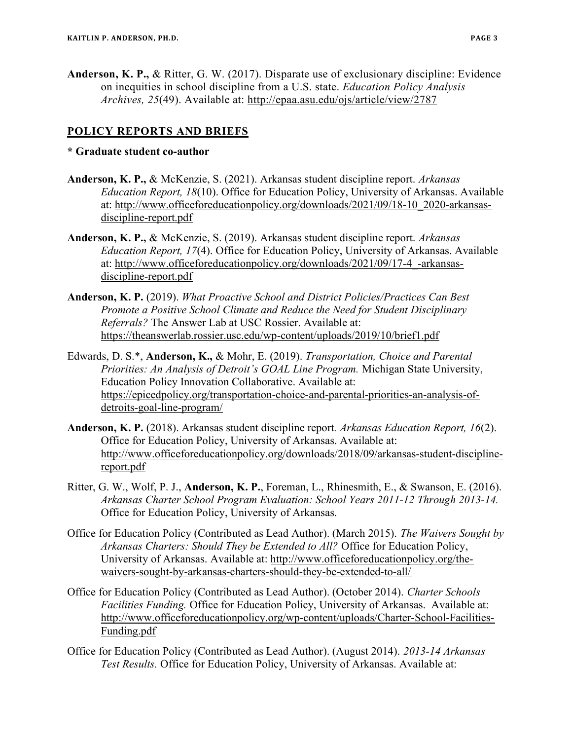**Anderson, K. P.,** & Ritter, G. W. (2017). Disparate use of exclusionary discipline: Evidence on inequities in school discipline from a U.S. state. *Education Policy Analysis Archives, 25*(49). Available at: http://epaa.asu.edu/ojs/article/view/2787

## POLICY REPORTS AND BRIEFS

**\* Graduate student co-author**

**Anderson, K. P.,** & McKenzie, S. (2021). Arkansas student discipline report. *Arkansas Education Report, 18*(10). Office for Education Policy, University of Arkansas. Available at: http://www.officeforeducationpolicy.org/downloads/2021/09/18-10_2020-arkansas-discipline-report.pdf

**Anderson, K. P.,** & McKenzie, S. (2019). Arkansas student discipline report. *Arkansas Education Report, 17*(4). Office for Education Policy, University of Arkansas. Available at: http://www.officeforeducationpolicy.org/downloads/2021/09/17-4_-arkansas-discipline-report.pdf

**Anderson, K. P.** (2019). *What Proactive School and District Policies/Practices Can Best Promote a Positive School Climate and Reduce the Need for Student Disciplinary Referrals?* The Answer Lab at USC Rossier. Available at: https://theanswerlab.rossier.usc.edu/wp-content/uploads/2019/10/brief1.pdf

Edwards, D. S.*, **Anderson, K.,** & Mohr, E. (2019). *Transportation, Choice and Parental Priorities: An Analysis of Detroit's GOAL Line Program.* Michigan State University, Education Policy Innovation Collaborative. Available at: https://epicedpolicy.org/transportation-choice-and-parental-priorities-an-analysis-of-detroits-goal-line-program/

**Anderson, K. P.** (2018). Arkansas student discipline report*. Arkansas Education Report, 16*(2). Office for Education Policy, University of Arkansas. Available at: http://www.officeforeducationpolicy.org/downloads/2018/09/arkansas-student-discipline-report.pdf

Ritter, G. W., Wolf, P. J., **Anderson, K. P.**, Foreman, L., Rhinesmith, E., & Swanson, E. (2016). *Arkansas Charter School Program Evaluation: School Years 2011-12 Through 2013-14.* Office for Education Policy, University of Arkansas.

Office for Education Policy (Contributed as Lead Author). (March 2015). *The Waivers Sought by Arkansas Charters: Should They be Extended to All?* Office for Education Policy, University of Arkansas. Available at: http://www.officeforeducationpolicy.org/the-waivers-sought-by-arkansas-charters-should-they-be-extended-to-all/

Office for Education Policy (Contributed as Lead Author). (October 2014). *Charter Schools Facilities Funding.* Office for Education Policy, University of Arkansas. Available at: http://www.officeforeducationpolicy.org/wp-content/uploads/Charter-School-Facilities-Funding.pdf

Office for Education Policy (Contributed as Lead Author). (August 2014). *2013-14 Arkansas Test Results.* Office for Education Policy, University of Arkansas. Available at: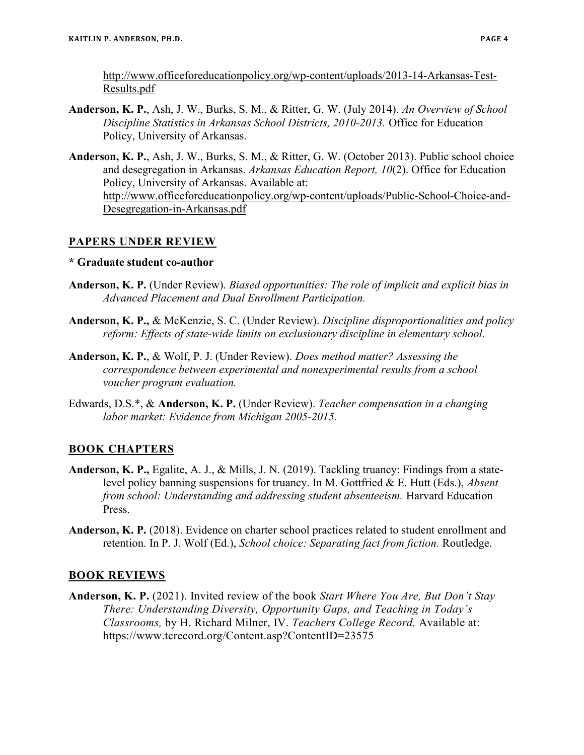http://www.officeforeducationpolicy.org/wp-content/uploads/2013-14-Arkansas-Test-Results.pdf

**Anderson, K. P.**, Ash, J. W., Burks, S. M., & Ritter, G. W. (July 2014). *An Overview of School Discipline Statistics in Arkansas School Districts, 2010-2013.* Office for Education Policy, University of Arkansas.

**Anderson, K. P.**, Ash, J. W., Burks, S. M., & Ritter, G. W. (October 2013). Public school choice and desegregation in Arkansas. *Arkansas Education Report, 10*(2). Office for Education Policy, University of Arkansas. Available at: http://www.officeforeducationpolicy.org/wp-content/uploads/Public-School-Choice-and-Desegregation-in-Arkansas.pdf

## PAPERS UNDER REVIEW

**\* Graduate student co-author**

**Anderson, K. P.** (Under Review). *Biased opportunities: The role of implicit and explicit bias in Advanced Placement and Dual Enrollment Participation.*

**Anderson, K. P.,** & McKenzie, S. C. (Under Review). *Discipline disproportionalities and policy reform: Effects of state-wide limits on exclusionary discipline in elementary school.*

**Anderson, K. P.**, & Wolf, P. J. (Under Review). *Does method matter? Assessing the correspondence between experimental and nonexperimental results from a school voucher program evaluation.*

Edwards, D.S.*, & **Anderson, K. P.** (Under Review). *Teacher compensation in a changing labor market: Evidence from Michigan 2005-2015.*

## BOOK CHAPTERS

**Anderson, K. P.,** Egalite, A. J., & Mills, J. N. (2019). Tackling truancy: Findings from a state-level policy banning suspensions for truancy. In M. Gottfried & E. Hutt (Eds.), *Absent from school: Understanding and addressing student absenteeism.* Harvard Education Press.

**Anderson, K. P.** (2018). Evidence on charter school practices related to student enrollment and retention. In P. J. Wolf (Ed.), *School choice: Separating fact from fiction.* Routledge.

## BOOK REVIEWS

**Anderson, K. P.** (2021). Invited review of the book *Start Where You Are, But Don't Stay There: Understanding Diversity, Opportunity Gaps, and Teaching in Today's Classrooms,* by H. Richard Milner, IV. *Teachers College Record.* Available at: https://www.tcrecord.org/Content.asp?ContentID=23575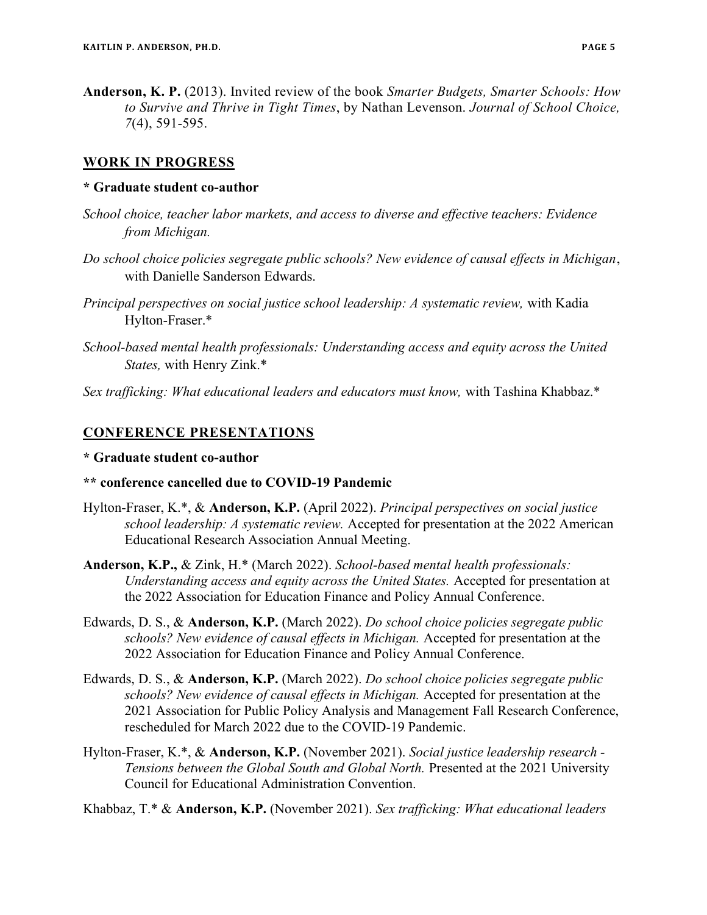**Anderson, K. P.** (2013). Invited review of the book *Smarter Budgets, Smarter Schools: How to Survive and Thrive in Tight Times*, by Nathan Levenson. *Journal of School Choice, 7*(4), 591-595.

## WORK IN PROGRESS

**\* Graduate student co-author**

*School choice, teacher labor markets, and access to diverse and effective teachers: Evidence from Michigan.*

*Do school choice policies segregate public schools? New evidence of causal effects in Michigan*, with Danielle Sanderson Edwards.

*Principal perspectives on social justice school leadership: A systematic review,* with Kadia Hylton-Fraser.*

*School-based mental health professionals: Understanding access and equity across the United States,* with Henry Zink.*

*Sex trafficking: What educational leaders and educators must know,* with Tashina Khabbaz.*

## CONFERENCE PRESENTATIONS

**\* Graduate student co-author**

**\*\* conference cancelled due to COVID-19 Pandemic**

Hylton-Fraser, K.*, & **Anderson, K.P.** (April 2022). *Principal perspectives on social justice school leadership: A systematic review.* Accepted for presentation at the 2022 American Educational Research Association Annual Meeting.

**Anderson, K.P.,** & Zink, H.* (March 2022). *School-based mental health professionals: Understanding access and equity across the United States.* Accepted for presentation at the 2022 Association for Education Finance and Policy Annual Conference.

Edwards, D. S., & **Anderson, K.P.** (March 2022). *Do school choice policies segregate public schools? New evidence of causal effects in Michigan.* Accepted for presentation at the 2022 Association for Education Finance and Policy Annual Conference.

Edwards, D. S., & **Anderson, K.P.** (March 2022). *Do school choice policies segregate public schools? New evidence of causal effects in Michigan.* Accepted for presentation at the 2021 Association for Public Policy Analysis and Management Fall Research Conference, rescheduled for March 2022 due to the COVID-19 Pandemic.

Hylton-Fraser, K.*, & **Anderson, K.P.** (November 2021). *Social justice leadership research - Tensions between the Global South and Global North.* Presented at the 2021 University Council for Educational Administration Convention.

Khabbaz, T.* & **Anderson, K.P.** (November 2021). *Sex trafficking: What educational leaders*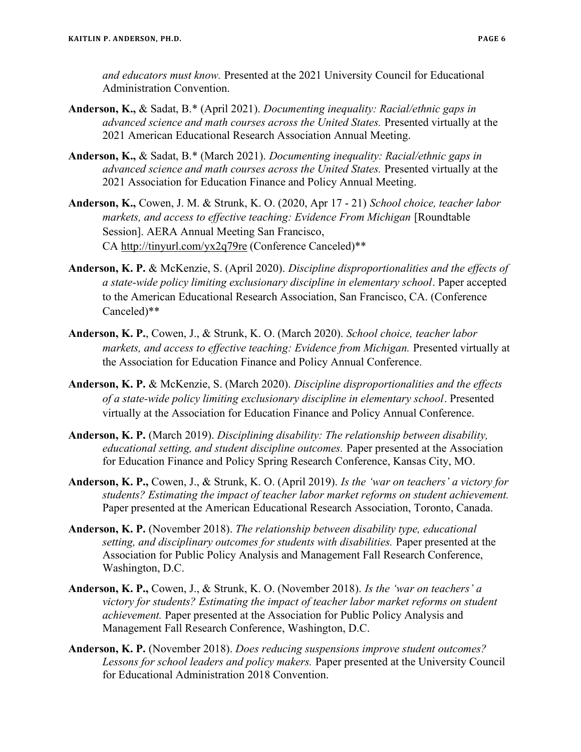*and educators must know.* Presented at the 2021 University Council for Educational Administration Convention.

**Anderson, K.,** & Sadat, B.* (April 2021). *Documenting inequality: Racial/ethnic gaps in advanced science and math courses across the United States.* Presented virtually at the 2021 American Educational Research Association Annual Meeting.

**Anderson, K.,** & Sadat, B.* (March 2021). *Documenting inequality: Racial/ethnic gaps in advanced science and math courses across the United States.* Presented virtually at the 2021 Association for Education Finance and Policy Annual Meeting.

**Anderson, K.,** Cowen, J. M. & Strunk, K. O. (2020, Apr 17 - 21) *School choice, teacher labor markets, and access to effective teaching: Evidence From Michigan* [Roundtable Session]. AERA Annual Meeting San Francisco, CA http://tinyurl.com/yx2q79re (Conference Canceled)**

**Anderson, K. P.** & McKenzie, S. (April 2020). *Discipline disproportionalities and the effects of a state-wide policy limiting exclusionary discipline in elementary school*. Paper accepted to the American Educational Research Association, San Francisco, CA. (Conference Canceled)**

**Anderson, K. P.**, Cowen, J., & Strunk, K. O. (March 2020). *School choice, teacher labor markets, and access to effective teaching: Evidence from Michigan.* Presented virtually at the Association for Education Finance and Policy Annual Conference.

**Anderson, K. P.** & McKenzie, S. (March 2020). *Discipline disproportionalities and the effects of a state-wide policy limiting exclusionary discipline in elementary school*. Presented virtually at the Association for Education Finance and Policy Annual Conference.

**Anderson, K. P.** (March 2019). *Disciplining disability: The relationship between disability, educational setting, and student discipline outcomes.* Paper presented at the Association for Education Finance and Policy Spring Research Conference, Kansas City, MO.

**Anderson, K. P.,** Cowen, J., & Strunk, K. O. (April 2019). *Is the 'war on teachers' a victory for students? Estimating the impact of teacher labor market reforms on student achievement.* Paper presented at the American Educational Research Association, Toronto, Canada.

**Anderson, K. P.** (November 2018). *The relationship between disability type, educational setting, and disciplinary outcomes for students with disabilities.* Paper presented at the Association for Public Policy Analysis and Management Fall Research Conference, Washington, D.C.

**Anderson, K. P.,** Cowen, J., & Strunk, K. O. (November 2018). *Is the 'war on teachers' a victory for students? Estimating the impact of teacher labor market reforms on student achievement.* Paper presented at the Association for Public Policy Analysis and Management Fall Research Conference, Washington, D.C.

**Anderson, K. P.** (November 2018). *Does reducing suspensions improve student outcomes? Lessons for school leaders and policy makers.* Paper presented at the University Council for Educational Administration 2018 Convention.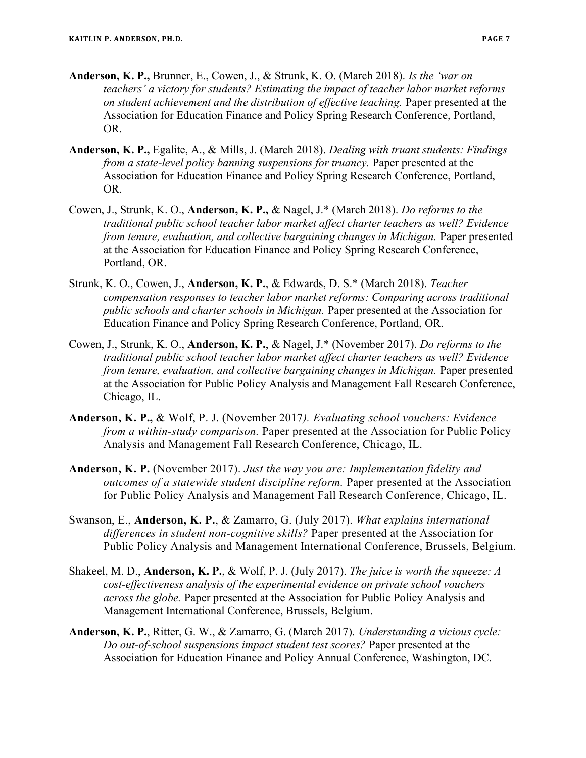**Anderson, K. P.,** Brunner, E., Cowen, J., & Strunk, K. O. (March 2018). *Is the 'war on teachers' a victory for students? Estimating the impact of teacher labor market reforms on student achievement and the distribution of effective teaching.* Paper presented at the Association for Education Finance and Policy Spring Research Conference, Portland, OR.

**Anderson, K. P.,** Egalite, A., & Mills, J. (March 2018). *Dealing with truant students: Findings from a state-level policy banning suspensions for truancy.* Paper presented at the Association for Education Finance and Policy Spring Research Conference, Portland, OR.

Cowen, J., Strunk, K. O., **Anderson, K. P.,** & Nagel, J.* (March 2018). *Do reforms to the traditional public school teacher labor market affect charter teachers as well? Evidence from tenure, evaluation, and collective bargaining changes in Michigan.* Paper presented at the Association for Education Finance and Policy Spring Research Conference, Portland, OR.

Strunk, K. O., Cowen, J., **Anderson, K. P.**, & Edwards, D. S.* (March 2018). *Teacher compensation responses to teacher labor market reforms: Comparing across traditional public schools and charter schools in Michigan.* Paper presented at the Association for Education Finance and Policy Spring Research Conference, Portland, OR.

Cowen, J., Strunk, K. O., **Anderson, K. P.**, & Nagel, J.* (November 2017). *Do reforms to the traditional public school teacher labor market affect charter teachers as well? Evidence from tenure, evaluation, and collective bargaining changes in Michigan.* Paper presented at the Association for Public Policy Analysis and Management Fall Research Conference, Chicago, IL.

**Anderson, K. P.,** & Wolf, P. J. (November 2017*). Evaluating school vouchers: Evidence from a within-study comparison.* Paper presented at the Association for Public Policy Analysis and Management Fall Research Conference, Chicago, IL.

**Anderson, K. P.** (November 2017). *Just the way you are: Implementation fidelity and outcomes of a statewide student discipline reform.* Paper presented at the Association for Public Policy Analysis and Management Fall Research Conference, Chicago, IL.

Swanson, E., **Anderson, K. P.**, & Zamarro, G. (July 2017). *What explains international differences in student non-cognitive skills?* Paper presented at the Association for Public Policy Analysis and Management International Conference, Brussels, Belgium.

Shakeel, M. D., **Anderson, K. P.**, & Wolf, P. J. (July 2017). *The juice is worth the squeeze: A cost-effectiveness analysis of the experimental evidence on private school vouchers across the globe.* Paper presented at the Association for Public Policy Analysis and Management International Conference, Brussels, Belgium.

**Anderson, K. P.**, Ritter, G. W., & Zamarro, G. (March 2017). *Understanding a vicious cycle: Do out-of-school suspensions impact student test scores?* Paper presented at the Association for Education Finance and Policy Annual Conference, Washington, DC.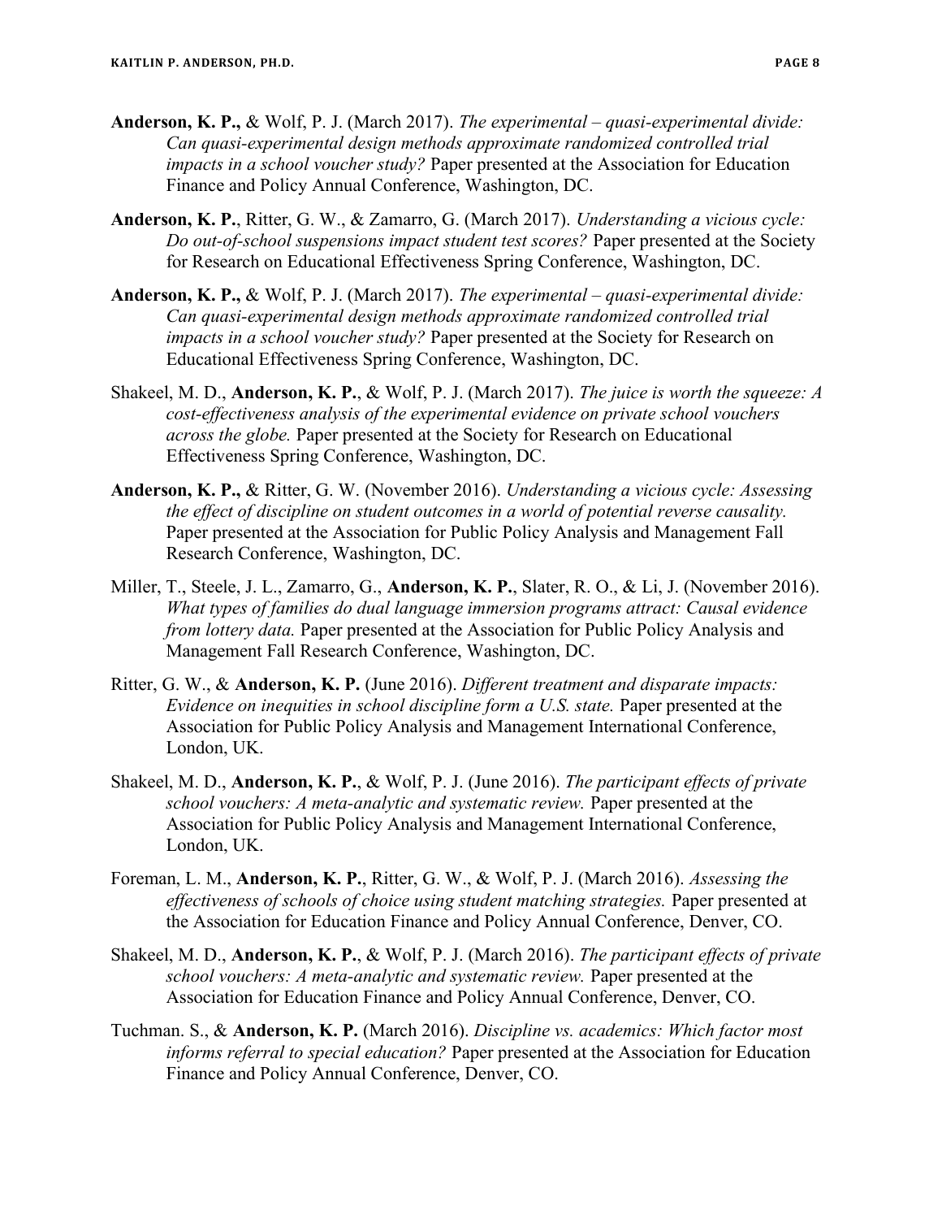**Anderson, K. P.,** & Wolf, P. J. (March 2017). *The experimental – quasi-experimental divide: Can quasi-experimental design methods approximate randomized controlled trial impacts in a school voucher study?* Paper presented at the Association for Education Finance and Policy Annual Conference, Washington, DC.

**Anderson, K. P.**, Ritter, G. W., & Zamarro, G. (March 2017). *Understanding a vicious cycle: Do out-of-school suspensions impact student test scores?* Paper presented at the Society for Research on Educational Effectiveness Spring Conference, Washington, DC.

**Anderson, K. P.,** & Wolf, P. J. (March 2017). *The experimental – quasi-experimental divide: Can quasi-experimental design methods approximate randomized controlled trial impacts in a school voucher study?* Paper presented at the Society for Research on Educational Effectiveness Spring Conference, Washington, DC.

Shakeel, M. D., **Anderson, K. P.**, & Wolf, P. J. (March 2017). *The juice is worth the squeeze: A cost-effectiveness analysis of the experimental evidence on private school vouchers across the globe.* Paper presented at the Society for Research on Educational Effectiveness Spring Conference, Washington, DC.

**Anderson, K. P.,** & Ritter, G. W. (November 2016). *Understanding a vicious cycle: Assessing the effect of discipline on student outcomes in a world of potential reverse causality.* Paper presented at the Association for Public Policy Analysis and Management Fall Research Conference, Washington, DC.

Miller, T., Steele, J. L., Zamarro, G., **Anderson, K. P.**, Slater, R. O., & Li, J. (November 2016). *What types of families do dual language immersion programs attract: Causal evidence from lottery data.* Paper presented at the Association for Public Policy Analysis and Management Fall Research Conference, Washington, DC.

Ritter, G. W., & **Anderson, K. P.** (June 2016). *Different treatment and disparate impacts: Evidence on inequities in school discipline form a U.S. state.* Paper presented at the Association for Public Policy Analysis and Management International Conference, London, UK.

Shakeel, M. D., **Anderson, K. P.**, & Wolf, P. J. (June 2016). *The participant effects of private school vouchers: A meta-analytic and systematic review.* Paper presented at the Association for Public Policy Analysis and Management International Conference, London, UK.

Foreman, L. M., **Anderson, K. P.**, Ritter, G. W., & Wolf, P. J. (March 2016). *Assessing the effectiveness of schools of choice using student matching strategies.* Paper presented at the Association for Education Finance and Policy Annual Conference, Denver, CO.

Shakeel, M. D., **Anderson, K. P.**, & Wolf, P. J. (March 2016). *The participant effects of private school vouchers: A meta-analytic and systematic review.* Paper presented at the Association for Education Finance and Policy Annual Conference, Denver, CO.

Tuchman. S., & **Anderson, K. P.** (March 2016). *Discipline vs. academics: Which factor most informs referral to special education?* Paper presented at the Association for Education Finance and Policy Annual Conference, Denver, CO.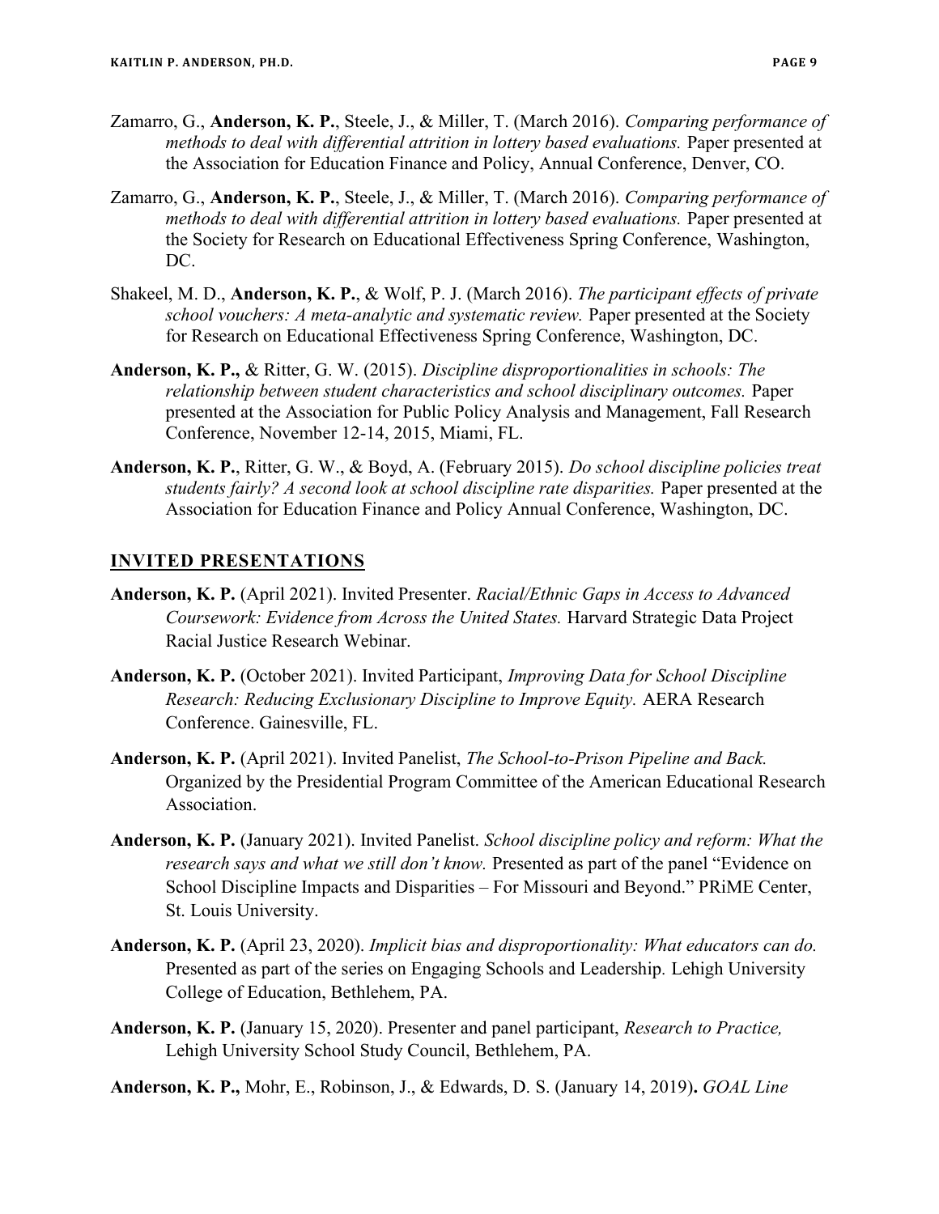Zamarro, G., **Anderson, K. P.**, Steele, J., & Miller, T. (March 2016). *Comparing performance of methods to deal with differential attrition in lottery based evaluations.* Paper presented at the Association for Education Finance and Policy, Annual Conference, Denver, CO.

Zamarro, G., **Anderson, K. P.**, Steele, J., & Miller, T. (March 2016). *Comparing performance of methods to deal with differential attrition in lottery based evaluations.* Paper presented at the Society for Research on Educational Effectiveness Spring Conference, Washington, DC.

Shakeel, M. D., **Anderson, K. P.**, & Wolf, P. J. (March 2016). *The participant effects of private school vouchers: A meta-analytic and systematic review.* Paper presented at the Society for Research on Educational Effectiveness Spring Conference, Washington, DC.

**Anderson, K. P.,** & Ritter, G. W. (2015). *Discipline disproportionalities in schools: The relationship between student characteristics and school disciplinary outcomes.* Paper presented at the Association for Public Policy Analysis and Management, Fall Research Conference, November 12-14, 2015, Miami, FL.

**Anderson, K. P.**, Ritter, G. W., & Boyd, A. (February 2015). *Do school discipline policies treat students fairly? A second look at school discipline rate disparities.* Paper presented at the Association for Education Finance and Policy Annual Conference, Washington, DC.

## INVITED PRESENTATIONS

**Anderson, K. P.** (April 2021). Invited Presenter. *Racial/Ethnic Gaps in Access to Advanced Coursework: Evidence from Across the United States.* Harvard Strategic Data Project Racial Justice Research Webinar.

**Anderson, K. P.** (October 2021). Invited Participant, *Improving Data for School Discipline Research: Reducing Exclusionary Discipline to Improve Equity.* AERA Research Conference. Gainesville, FL.

**Anderson, K. P.** (April 2021). Invited Panelist, *The School-to-Prison Pipeline and Back.* Organized by the Presidential Program Committee of the American Educational Research Association.

**Anderson, K. P.** (January 2021). Invited Panelist. *School discipline policy and reform: What the research says and what we still don't know.* Presented as part of the panel "Evidence on School Discipline Impacts and Disparities – For Missouri and Beyond." PRiME Center, St. Louis University.

**Anderson, K. P.** (April 23, 2020). *Implicit bias and disproportionality: What educators can do.* Presented as part of the series on Engaging Schools and Leadership. Lehigh University College of Education, Bethlehem, PA.

**Anderson, K. P.** (January 15, 2020). Presenter and panel participant, *Research to Practice,* Lehigh University School Study Council, Bethlehem, PA.

**Anderson, K. P.,** Mohr, E., Robinson, J., & Edwards, D. S. (January 14, 2019)**.** *GOAL Line*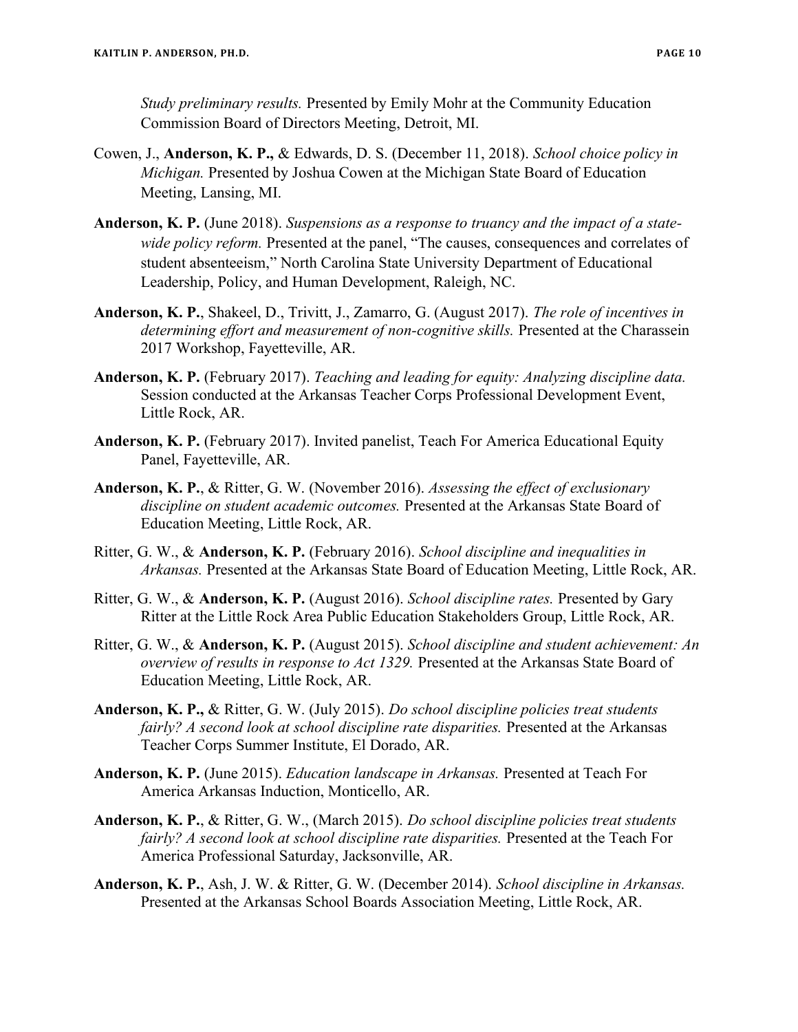*Study preliminary results.* Presented by Emily Mohr at the Community Education Commission Board of Directors Meeting, Detroit, MI.

Cowen, J., **Anderson, K. P.,** & Edwards, D. S. (December 11, 2018). *School choice policy in Michigan.* Presented by Joshua Cowen at the Michigan State Board of Education Meeting, Lansing, MI.

**Anderson, K. P.** (June 2018). *Suspensions as a response to truancy and the impact of a state-wide policy reform.* Presented at the panel, "The causes, consequences and correlates of student absenteeism," North Carolina State University Department of Educational Leadership, Policy, and Human Development, Raleigh, NC.

**Anderson, K. P.**, Shakeel, D., Trivitt, J., Zamarro, G. (August 2017). *The role of incentives in determining effort and measurement of non-cognitive skills.* Presented at the Charassein 2017 Workshop, Fayetteville, AR.

**Anderson, K. P.** (February 2017). *Teaching and leading for equity: Analyzing discipline data.* Session conducted at the Arkansas Teacher Corps Professional Development Event, Little Rock, AR.

**Anderson, K. P.** (February 2017). Invited panelist, Teach For America Educational Equity Panel, Fayetteville, AR.

**Anderson, K. P.**, & Ritter, G. W. (November 2016). *Assessing the effect of exclusionary discipline on student academic outcomes.* Presented at the Arkansas State Board of Education Meeting, Little Rock, AR.

Ritter, G. W., & **Anderson, K. P.** (February 2016). *School discipline and inequalities in Arkansas.* Presented at the Arkansas State Board of Education Meeting, Little Rock, AR.

Ritter, G. W., & **Anderson, K. P.** (August 2016). *School discipline rates.* Presented by Gary Ritter at the Little Rock Area Public Education Stakeholders Group, Little Rock, AR.

Ritter, G. W., & **Anderson, K. P.** (August 2015). *School discipline and student achievement: An overview of results in response to Act 1329.* Presented at the Arkansas State Board of Education Meeting, Little Rock, AR.

**Anderson, K. P.,** & Ritter, G. W. (July 2015). *Do school discipline policies treat students fairly? A second look at school discipline rate disparities.* Presented at the Arkansas Teacher Corps Summer Institute, El Dorado, AR.

**Anderson, K. P.** (June 2015). *Education landscape in Arkansas.* Presented at Teach For America Arkansas Induction, Monticello, AR.

**Anderson, K. P.**, & Ritter, G. W., (March 2015). *Do school discipline policies treat students fairly? A second look at school discipline rate disparities.* Presented at the Teach For America Professional Saturday, Jacksonville, AR.

**Anderson, K. P.**, Ash, J. W. & Ritter, G. W. (December 2014). *School discipline in Arkansas.* Presented at the Arkansas School Boards Association Meeting, Little Rock, AR.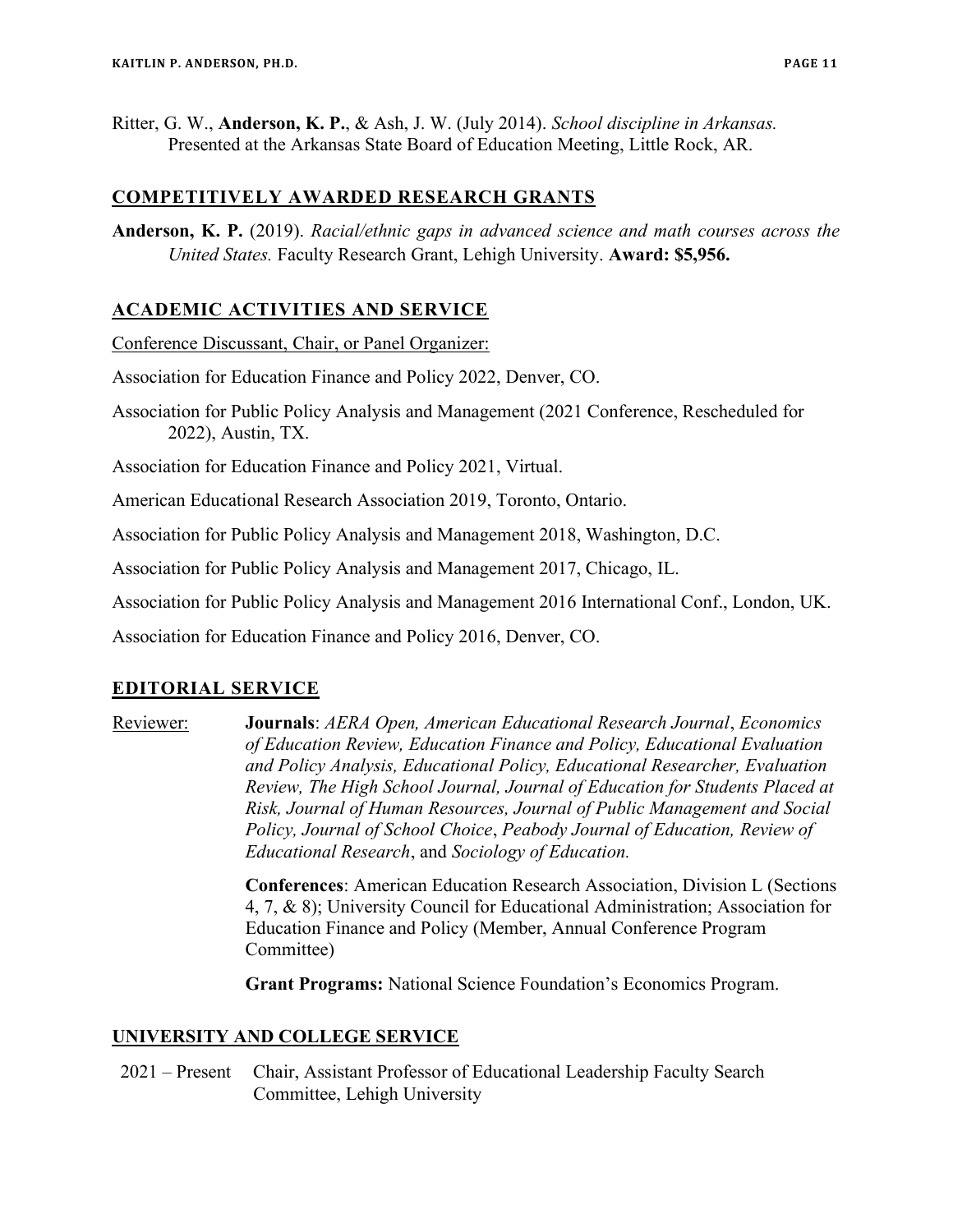Ritter, G. W., **Anderson, K. P.**, & Ash, J. W. (July 2014). *School discipline in Arkansas.* Presented at the Arkansas State Board of Education Meeting, Little Rock, AR.

## COMPETITIVELY AWARDED RESEARCH GRANTS

**Anderson, K. P.** (2019). *Racial/ethnic gaps in advanced science and math courses across the United States.* Faculty Research Grant, Lehigh University. **Award: $5,956.**

## ACADEMIC ACTIVITIES AND SERVICE

Conference Discussant, Chair, or Panel Organizer:

Association for Education Finance and Policy 2022, Denver, CO.

Association for Public Policy Analysis and Management (2021 Conference, Rescheduled for 2022), Austin, TX.

Association for Education Finance and Policy 2021, Virtual.

American Educational Research Association 2019, Toronto, Ontario.

Association for Public Policy Analysis and Management 2018, Washington, D.C.

Association for Public Policy Analysis and Management 2017, Chicago, IL.

Association for Public Policy Analysis and Management 2016 International Conf., London, UK.

Association for Education Finance and Policy 2016, Denver, CO.

## EDITORIAL SERVICE

Reviewer:

**Journals**: *AERA Open, American Educational Research Journal*, *Economics of Education Review, Education Finance and Policy, Educational Evaluation and Policy Analysis, Educational Policy, Educational Researcher, Evaluation Review, The High School Journal, Journal of Education for Students Placed at Risk, Journal of Human Resources, Journal of Public Management and Social Policy, Journal of School Choice*, *Peabody Journal of Education, Review of Educational Research*, and *Sociology of Education.*

**Conferences**: American Education Research Association, Division L (Sections 4, 7, & 8); University Council for Educational Administration; Association for Education Finance and Policy (Member, Annual Conference Program Committee)

**Grant Programs:** National Science Foundation's Economics Program.

## UNIVERSITY AND COLLEGE SERVICE

2021 – Present Chair, Assistant Professor of Educational Leadership Faculty Search Committee, Lehigh University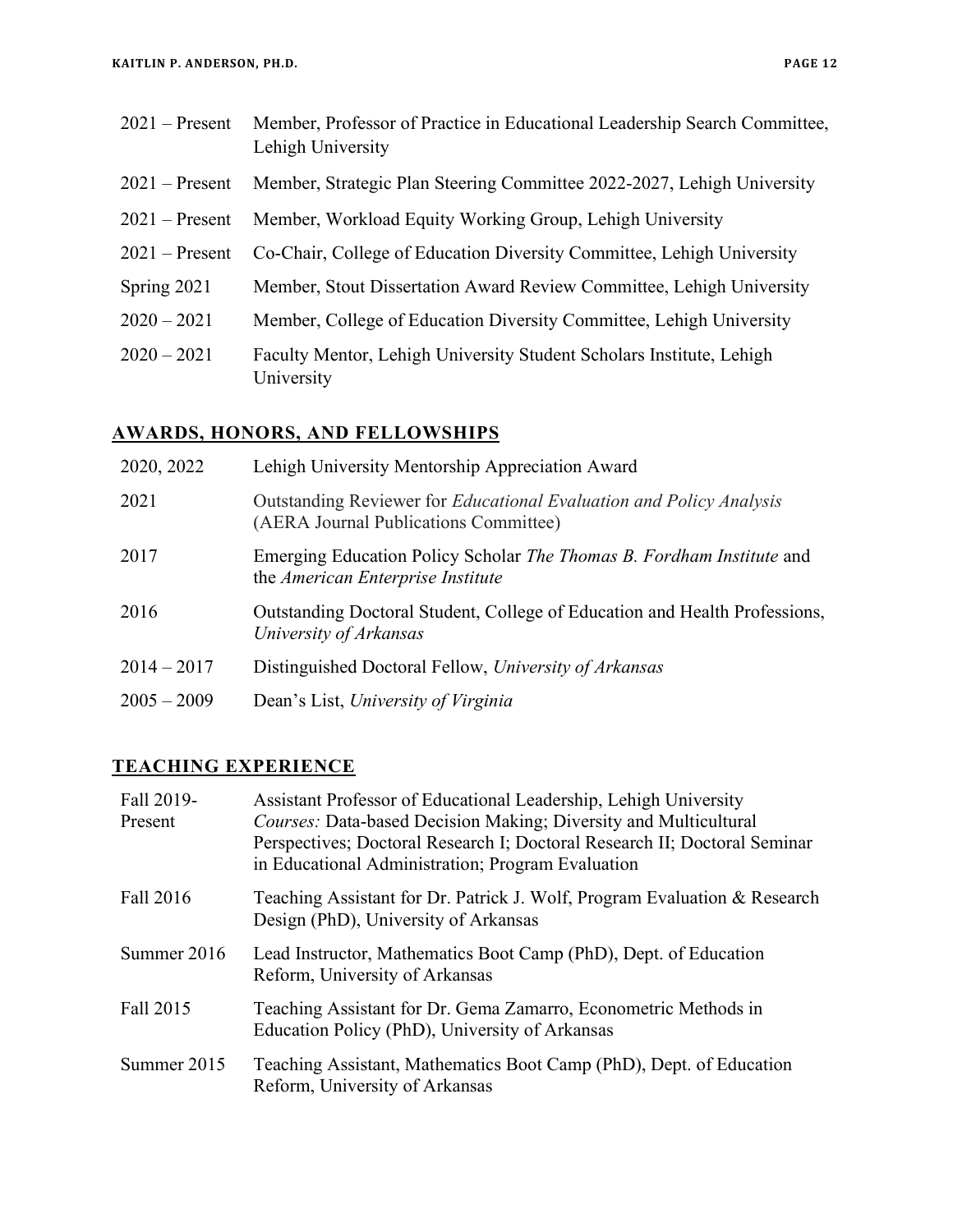| | |
|---|---|
| 2021 – Present | Member, Professor of Practice in Educational Leadership Search Committee, Lehigh University |
| 2021 – Present | Member, Strategic Plan Steering Committee 2022-2027, Lehigh University |
| 2021 – Present | Member, Workload Equity Working Group, Lehigh University |
| 2021 – Present | Co-Chair, College of Education Diversity Committee, Lehigh University |
| Spring 2021 | Member, Stout Dissertation Award Review Committee, Lehigh University |
| 2020 – 2021 | Member, College of Education Diversity Committee, Lehigh University |
| 2020 – 2021 | Faculty Mentor, Lehigh University Student Scholars Institute, Lehigh University |

## AWARDS, HONORS, AND FELLOWSHIPS

| | |
|---|---|
| 2020, 2022 | Lehigh University Mentorship Appreciation Award |
| 2021 | Outstanding Reviewer for *Educational Evaluation and Policy Analysis* (AERA Journal Publications Committee) |
| 2017 | Emerging Education Policy Scholar *The Thomas B. Fordham Institute* and the *American Enterprise Institute* |
| 2016 | Outstanding Doctoral Student, College of Education and Health Professions, *University of Arkansas* |
| 2014 – 2017 | Distinguished Doctoral Fellow, *University of Arkansas* |
| 2005 – 2009 | Dean's List, *University of Virginia* |

## TEACHING EXPERIENCE

| | |
|---|---|
| Fall 2019-Present | Assistant Professor of Educational Leadership, Lehigh University *Courses:* Data-based Decision Making; Diversity and Multicultural Perspectives; Doctoral Research I; Doctoral Research II; Doctoral Seminar in Educational Administration; Program Evaluation |
| Fall 2016 | Teaching Assistant for Dr. Patrick J. Wolf, Program Evaluation & Research Design (PhD), University of Arkansas |
| Summer 2016 | Lead Instructor, Mathematics Boot Camp (PhD), Dept. of Education Reform, University of Arkansas |
| Fall 2015 | Teaching Assistant for Dr. Gema Zamarro, Econometric Methods in Education Policy (PhD), University of Arkansas |
| Summer 2015 | Teaching Assistant, Mathematics Boot Camp (PhD), Dept. of Education Reform, University of Arkansas |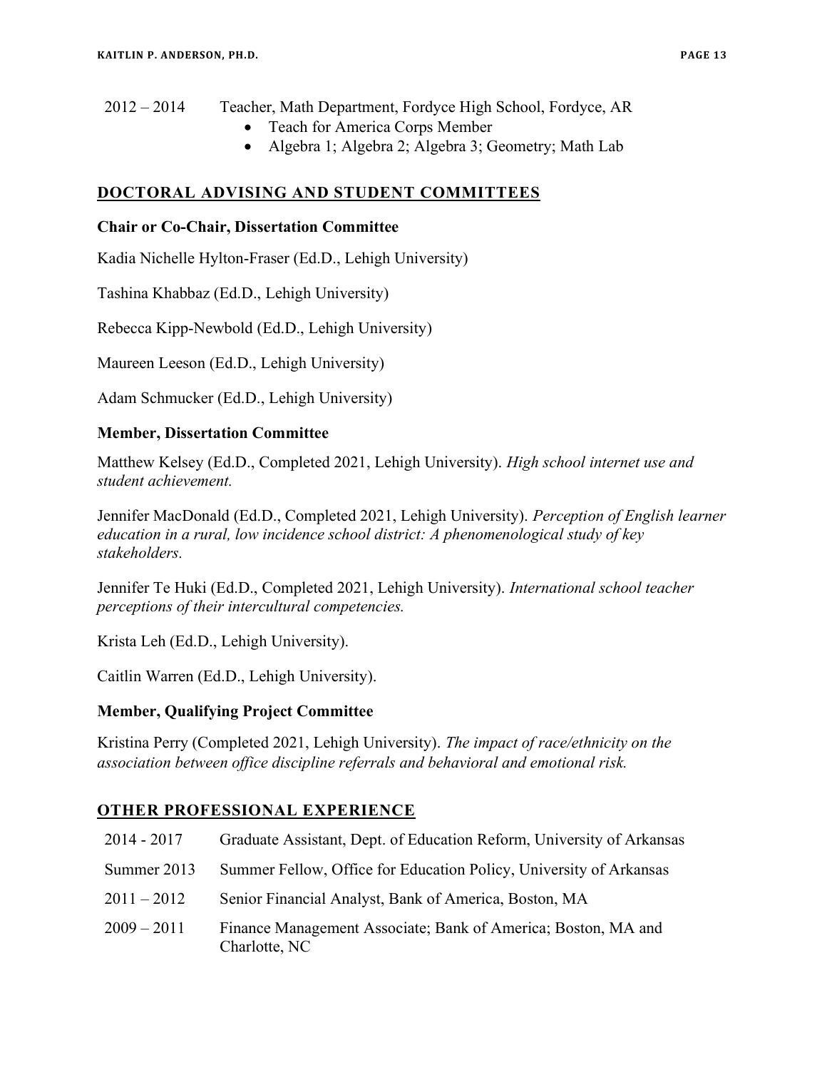2012 – 2014 Teacher, Math Department, Fordyce High School, Fordyce, AR

- Teach for America Corps Member
- Algebra 1; Algebra 2; Algebra 3; Geometry; Math Lab

## DOCTORAL ADVISING AND STUDENT COMMITTEES

### Chair or Co-Chair, Dissertation Committee

Kadia Nichelle Hylton-Fraser (Ed.D., Lehigh University)

Tashina Khabbaz (Ed.D., Lehigh University)

Rebecca Kipp-Newbold (Ed.D., Lehigh University)

Maureen Leeson (Ed.D., Lehigh University)

Adam Schmucker (Ed.D., Lehigh University)

### Member, Dissertation Committee

Matthew Kelsey (Ed.D., Completed 2021, Lehigh University). *High school internet use and student achievement.*

Jennifer MacDonald (Ed.D., Completed 2021, Lehigh University). *Perception of English learner education in a rural, low incidence school district: A phenomenological study of key stakeholders.*

Jennifer Te Huki (Ed.D., Completed 2021, Lehigh University). *International school teacher perceptions of their intercultural competencies.*

Krista Leh (Ed.D., Lehigh University).

Caitlin Warren (Ed.D., Lehigh University).

### Member, Qualifying Project Committee

Kristina Perry (Completed 2021, Lehigh University). *The impact of race/ethnicity on the association between office discipline referrals and behavioral and emotional risk.*

## OTHER PROFESSIONAL EXPERIENCE

| | |
|---|---|
| 2014 - 2017 | Graduate Assistant, Dept. of Education Reform, University of Arkansas |
| Summer 2013 | Summer Fellow, Office for Education Policy, University of Arkansas |
| 2011 – 2012 | Senior Financial Analyst, Bank of America, Boston, MA |
| 2009 – 2011 | Finance Management Associate; Bank of America; Boston, MA and Charlotte, NC |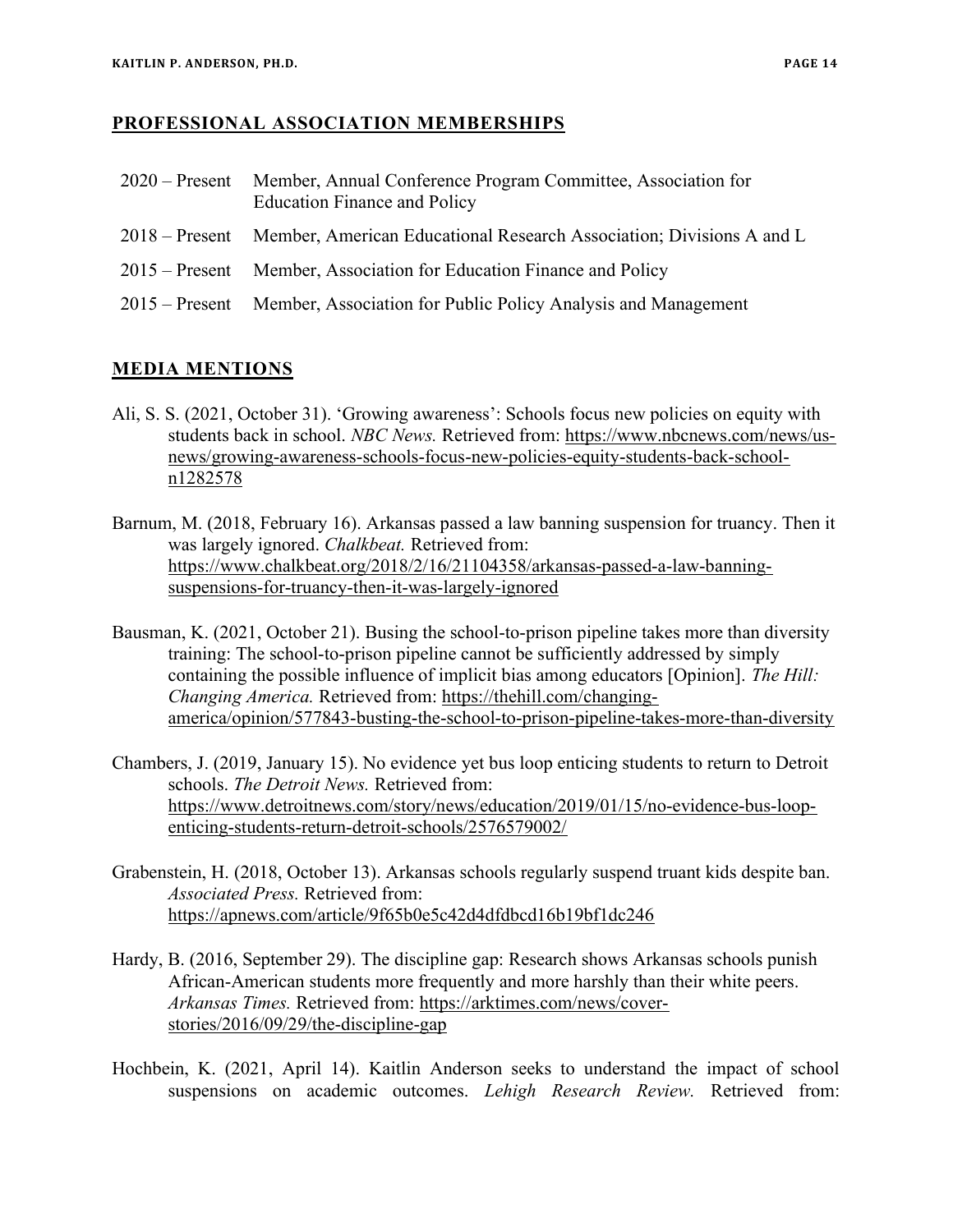## PROFESSIONAL ASSOCIATION MEMBERSHIPS

| | |
|---|---|
| 2020 – Present | Member, Annual Conference Program Committee, Association for Education Finance and Policy |
| 2018 – Present | Member, American Educational Research Association; Divisions A and L |
| 2015 – Present | Member, Association for Education Finance and Policy |
| 2015 – Present | Member, Association for Public Policy Analysis and Management |

## MEDIA MENTIONS

Ali, S. S. (2021, October 31). 'Growing awareness': Schools focus new policies on equity with students back in school. *NBC News.* Retrieved from: https://www.nbcnews.com/news/us-news/growing-awareness-schools-focus-new-policies-equity-students-back-school-n1282578

Barnum, M. (2018, February 16). Arkansas passed a law banning suspension for truancy. Then it was largely ignored. *Chalkbeat.* Retrieved from: https://www.chalkbeat.org/2018/2/16/21104358/arkansas-passed-a-law-banning-suspensions-for-truancy-then-it-was-largely-ignored

Bausman, K. (2021, October 21). Busing the school-to-prison pipeline takes more than diversity training: The school-to-prison pipeline cannot be sufficiently addressed by simply containing the possible influence of implicit bias among educators [Opinion]. *The Hill: Changing America.* Retrieved from: https://thehill.com/changing-america/opinion/577843-busting-the-school-to-prison-pipeline-takes-more-than-diversity

Chambers, J. (2019, January 15). No evidence yet bus loop enticing students to return to Detroit schools. *The Detroit News.* Retrieved from: https://www.detroitnews.com/story/news/education/2019/01/15/no-evidence-bus-loop-enticing-students-return-detroit-schools/2576579002/

Grabenstein, H. (2018, October 13). Arkansas schools regularly suspend truant kids despite ban. *Associated Press.* Retrieved from: https://apnews.com/article/9f65b0e5c42d4dfdbcd16b19bf1dc246

Hardy, B. (2016, September 29). The discipline gap: Research shows Arkansas schools punish African-American students more frequently and more harshly than their white peers. *Arkansas Times.* Retrieved from: https://arktimes.com/news/cover-stories/2016/09/29/the-discipline-gap

Hochbein, K. (2021, April 14). Kaitlin Anderson seeks to understand the impact of school suspensions on academic outcomes. *Lehigh Research Review.* Retrieved from: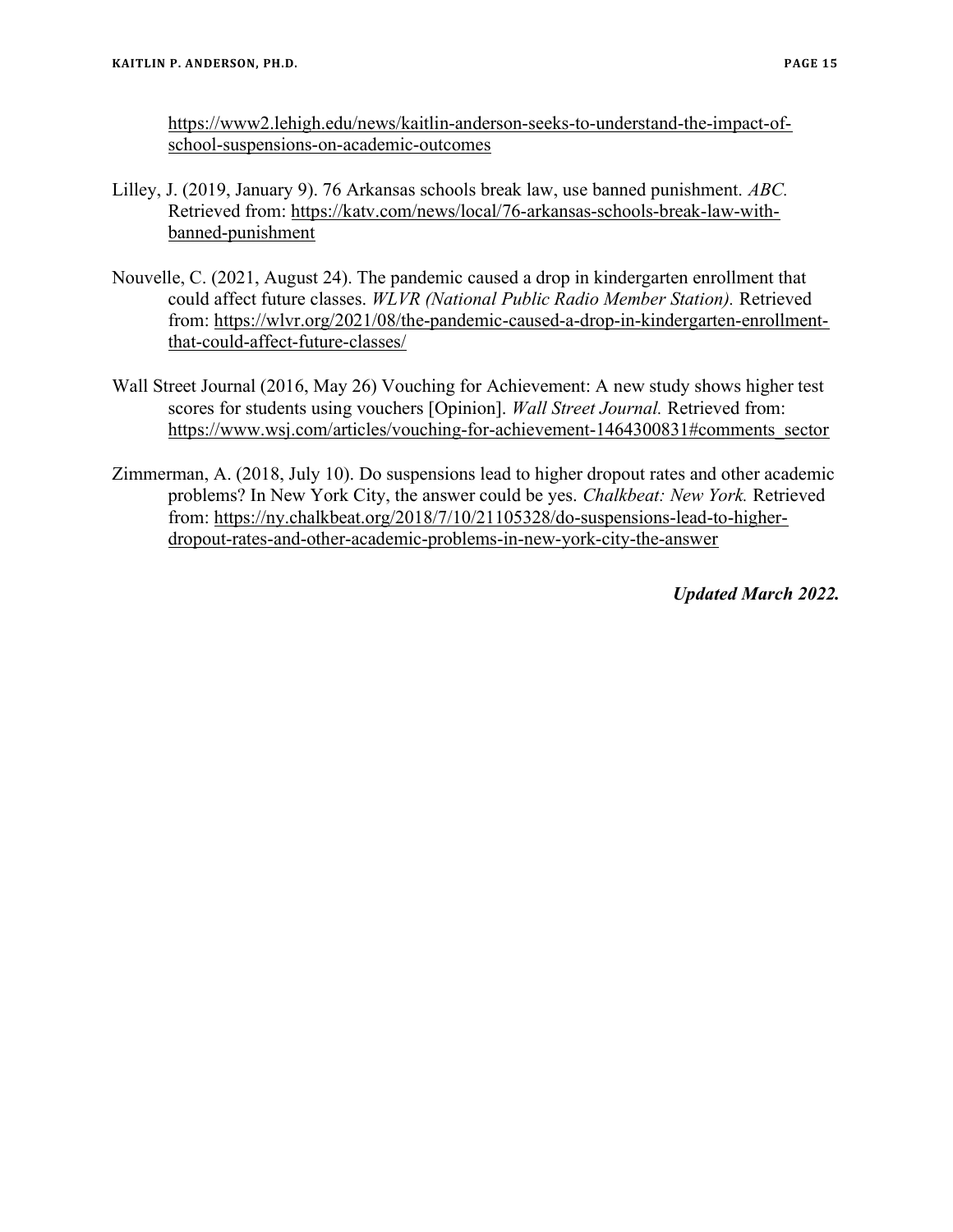https://www2.lehigh.edu/news/kaitlin-anderson-seeks-to-understand-the-impact-of-school-suspensions-on-academic-outcomes

Lilley, J. (2019, January 9). 76 Arkansas schools break law, use banned punishment. *ABC.* Retrieved from: https://katv.com/news/local/76-arkansas-schools-break-law-with-banned-punishment

Nouvelle, C. (2021, August 24). The pandemic caused a drop in kindergarten enrollment that could affect future classes. *WLVR (National Public Radio Member Station).* Retrieved from: https://wlvr.org/2021/08/the-pandemic-caused-a-drop-in-kindergarten-enrollment-that-could-affect-future-classes/

Wall Street Journal (2016, May 26) Vouching for Achievement: A new study shows higher test scores for students using vouchers [Opinion]. *Wall Street Journal.* Retrieved from: https://www.wsj.com/articles/vouching-for-achievement-1464300831#comments_sector

Zimmerman, A. (2018, July 10). Do suspensions lead to higher dropout rates and other academic problems? In New York City, the answer could be yes. *Chalkbeat: New York.* Retrieved from: https://ny.chalkbeat.org/2018/7/10/21105328/do-suspensions-lead-to-higher-dropout-rates-and-other-academic-problems-in-new-york-city-the-answer

***Updated March 2022.***